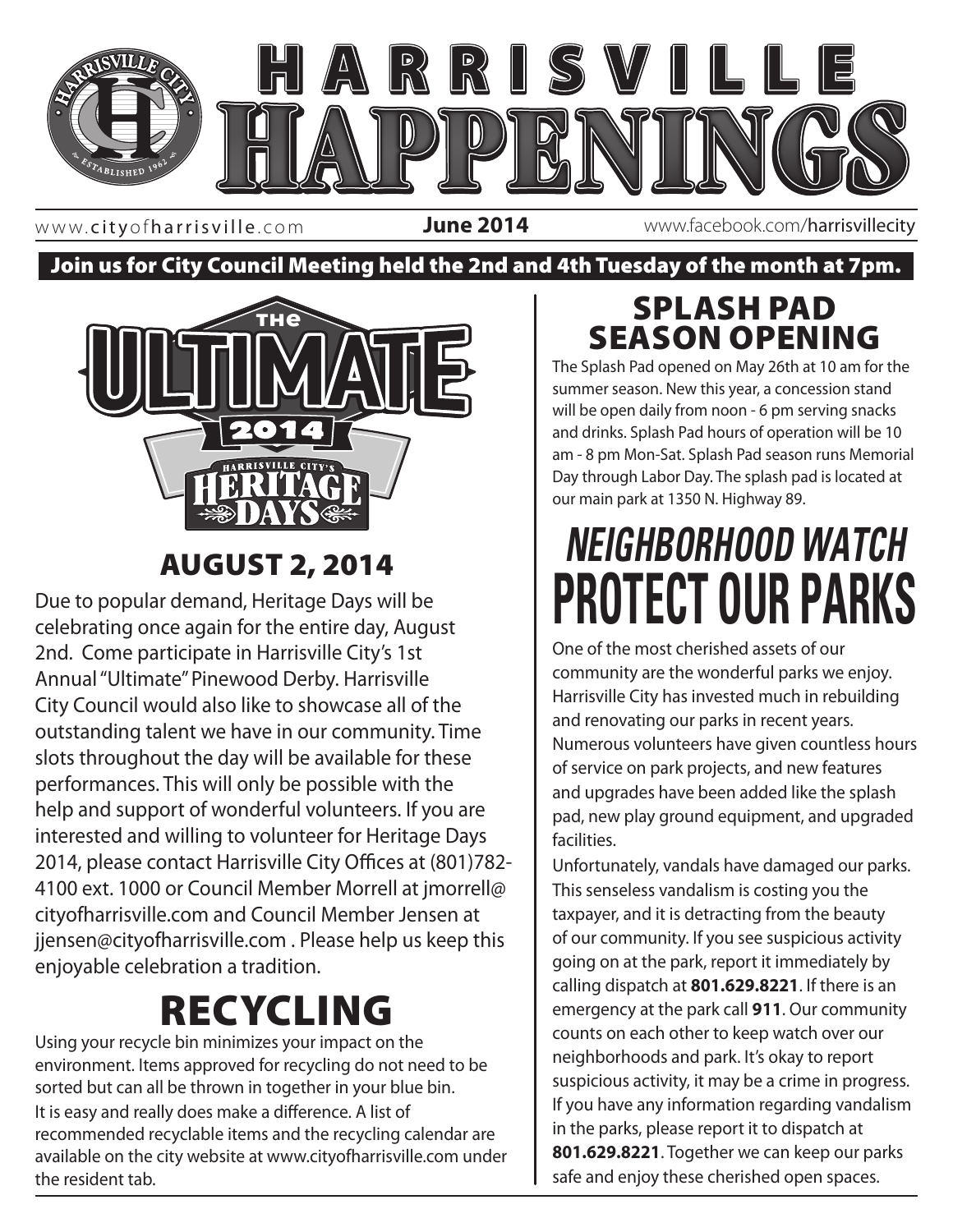# HARRISVILLE HAPPENINGS

www.cityofharrisville.com **June 2014** www.facebook.com/harrisvillecity

**Join us for City Council Meeting held the 2nd and 4th Tuesday of the month at 7pm.**

## THE ULTIMATE 2014 HARRISVILLE CITY'S HERITAGE DAYS

## AUGUST 2, 2014

Due to popular demand, Heritage Days will be celebrating once again for the entire day, August 2nd. Come participate in Harrisville City's 1st Annual "Ultimate" Pinewood Derby. Harrisville City Council would also like to showcase all of the outstanding talent we have in our community. Time slots throughout the day will be available for these performances. This will only be possible with the help and support of wonderful volunteers. If you are interested and willing to volunteer for Heritage Days 2014, please contact Harrisville City Offices at (801)782-4100 ext. 1000 or Council Member Morrell at jmorrell@cityofharrisville.com and Council Member Jensen at jjensen@cityofharrisville.com . Please help us keep this enjoyable celebration a tradition.

## RECYCLING

Using your recycle bin minimizes your impact on the environment. Items approved for recycling do not need to be sorted but can all be thrown in together in your blue bin. It is easy and really does make a difference. A list of recommended recyclable items and the recycling calendar are available on the city website at www.cityofharrisville.com under the resident tab.

## SPLASH PAD SEASON OPENING

The Splash Pad opened on May 26th at 10 am for the summer season. New this year, a concession stand will be open daily from noon - 6 pm serving snacks and drinks. Splash Pad hours of operation will be 10 am - 8 pm Mon-Sat. Splash Pad season runs Memorial Day through Labor Day. The splash pad is located at our main park at 1350 N. Highway 89.

## *NEIGHBORHOOD WATCH* PROTECT OUR PARKS

One of the most cherished assets of our community are the wonderful parks we enjoy. Harrisville City has invested much in rebuilding and renovating our parks in recent years. Numerous volunteers have given countless hours of service on park projects, and new features and upgrades have been added like the splash pad, new play ground equipment, and upgraded facilities.

Unfortunately, vandals have damaged our parks. This senseless vandalism is costing you the taxpayer, and it is detracting from the beauty of our community. If you see suspicious activity going on at the park, report it immediately by calling dispatch at **801.629.8221**. If there is an emergency at the park call **911**. Our community counts on each other to keep watch over our neighborhoods and park. It's okay to report suspicious activity, it may be a crime in progress. If you have any information regarding vandalism in the parks, please report it to dispatch at **801.629.8221**. Together we can keep our parks safe and enjoy these cherished open spaces.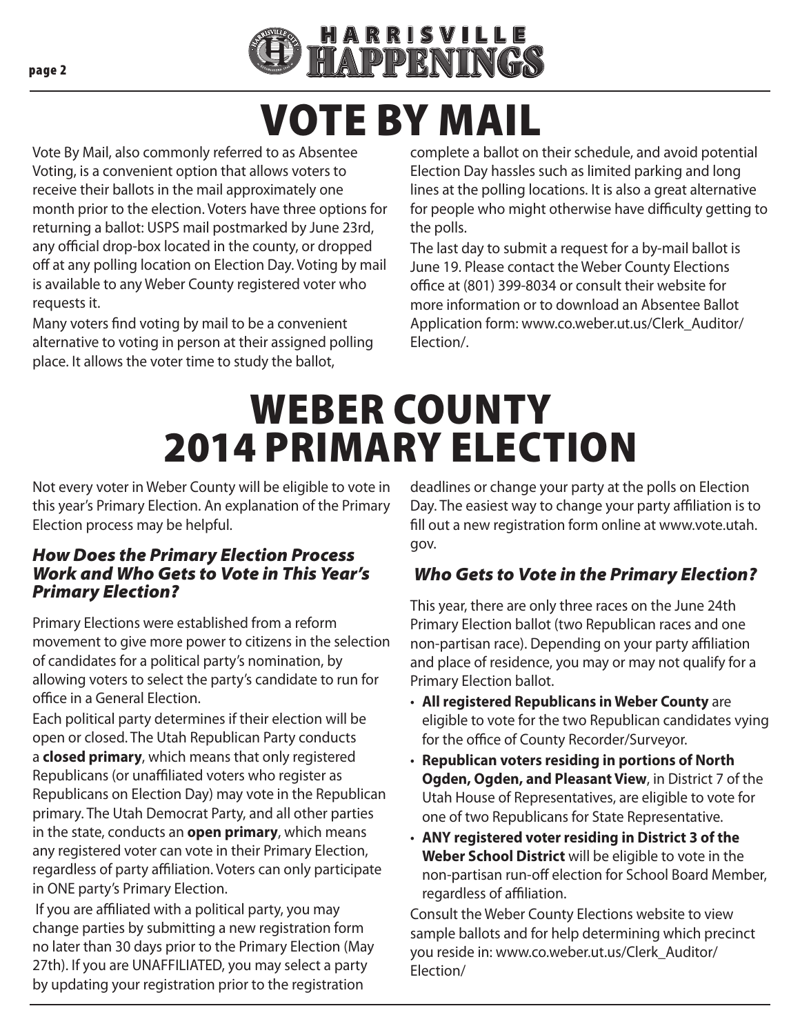# VOTE BY MAIL

Vote By Mail, also commonly referred to as Absentee Voting, is a convenient option that allows voters to receive their ballots in the mail approximately one month prior to the election. Voters have three options for returning a ballot: USPS mail postmarked by June 23rd, any official drop-box located in the county, or dropped off at any polling location on Election Day. Voting by mail is available to any Weber County registered voter who requests it.

Many voters find voting by mail to be a convenient alternative to voting in person at their assigned polling place. It allows the voter time to study the ballot, complete a ballot on their schedule, and avoid potential Election Day hassles such as limited parking and long lines at the polling locations. It is also a great alternative for people who might otherwise have difficulty getting to the polls.

The last day to submit a request for a by-mail ballot is June 19. Please contact the Weber County Elections office at (801) 399-8034 or consult their website for more information or to download an Absentee Ballot Application form: www.co.weber.ut.us/Clerk_Auditor/Election/.

# WEBER COUNTY 2014 PRIMARY ELECTION

Not every voter in Weber County will be eligible to vote in this year's Primary Election. An explanation of the Primary Election process may be helpful.

### *How Does the Primary Election Process Work and Who Gets to Vote in This Year's Primary Election?*

Primary Elections were established from a reform movement to give more power to citizens in the selection of candidates for a political party's nomination, by allowing voters to select the party's candidate to run for office in a General Election.

Each political party determines if their election will be open or closed. The Utah Republican Party conducts a **closed primary**, which means that only registered Republicans (or unaffiliated voters who register as Republicans on Election Day) may vote in the Republican primary. The Utah Democrat Party, and all other parties in the state, conducts an **open primary**, which means any registered voter can vote in their Primary Election, regardless of party affiliation. Voters can only participate in ONE party's Primary Election.

If you are affiliated with a political party, you may change parties by submitting a new registration form no later than 30 days prior to the Primary Election (May 27th). If you are UNAFFILIATED, you may select a party by updating your registration prior to the registration deadlines or change your party at the polls on Election Day. The easiest way to change your party affiliation is to fill out a new registration form online at www.vote.utah.gov.

### *Who Gets to Vote in the Primary Election?*

This year, there are only three races on the June 24th Primary Election ballot (two Republican races and one non-partisan race). Depending on your party affiliation and place of residence, you may or may not qualify for a Primary Election ballot.

- **All registered Republicans in Weber County** are eligible to vote for the two Republican candidates vying for the office of County Recorder/Surveyor.
- **Republican voters residing in portions of North Ogden, Ogden, and Pleasant View**, in District 7 of the Utah House of Representatives, are eligible to vote for one of two Republicans for State Representative.
- **ANY registered voter residing in District 3 of the Weber School District** will be eligible to vote in the non-partisan run-off election for School Board Member, regardless of affiliation.

Consult the Weber County Elections website to view sample ballots and for help determining which precinct you reside in: www.co.weber.ut.us/Clerk_Auditor/Election/